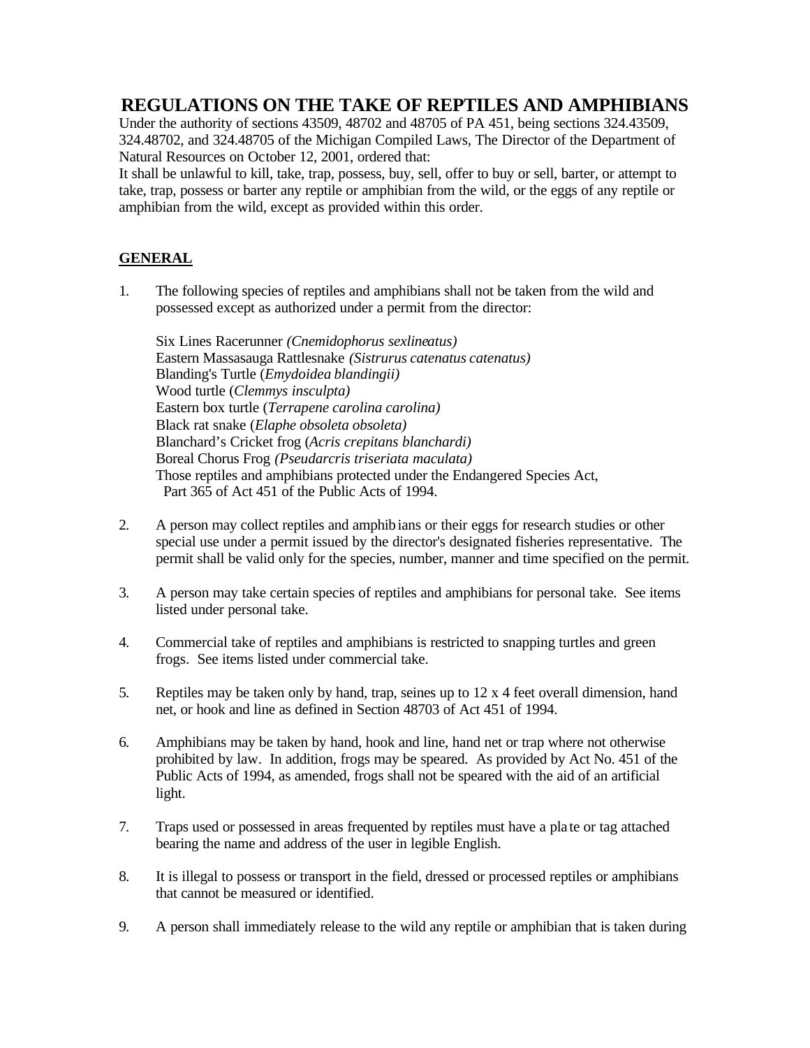# REGULATIONS ON THE TAKE OF REPTILES AND AMPHIBIANS

Under the authority of sections 43509, 48702 and 48705 of PA 451, being sections 324.43509, 324.48702, and 324.48705 of the Michigan Compiled Laws, The Director of the Department of Natural Resources on October 12, 2001, ordered that:

It shall be unlawful to kill, take, trap, possess, buy, sell, offer to buy or sell, barter, or attempt to take, trap, possess or barter any reptile or amphibian from the wild, or the eggs of any reptile or amphibian from the wild, except as provided within this order.

## GENERAL

1. The following species of reptiles and amphibians shall not be taken from the wild and possessed except as authorized under a permit from the director:

   Six Lines Racerunner *(Cnemidophorus sexlineatus)*
   Eastern Massasauga Rattlesnake *(Sistrurus catenatus catenatus)*
   Blanding's Turtle (*Emydoidea blandingii)*
   Wood turtle (*Clemmys insculpta)*
   Eastern box turtle (*Terrapene carolina carolina)*
   Black rat snake (*Elaphe obsoleta obsoleta)*
   Blanchard's Cricket frog (*Acris crepitans blanchardi)*
   Boreal Chorus Frog *(Pseudarcris triseriata maculata)*
   Those reptiles and amphibians protected under the Endangered Species Act, Part 365 of Act 451 of the Public Acts of 1994.

2. A person may collect reptiles and amphibians or their eggs for research studies or other special use under a permit issued by the director's designated fisheries representative. The permit shall be valid only for the species, number, manner and time specified on the permit.

3. A person may take certain species of reptiles and amphibians for personal take. See items listed under personal take.

4. Commercial take of reptiles and amphibians is restricted to snapping turtles and green frogs. See items listed under commercial take.

5. Reptiles may be taken only by hand, trap, seines up to 12 x 4 feet overall dimension, hand net, or hook and line as defined in Section 48703 of Act 451 of 1994.

6. Amphibians may be taken by hand, hook and line, hand net or trap where not otherwise prohibited by law. In addition, frogs may be speared. As provided by Act No. 451 of the Public Acts of 1994, as amended, frogs shall not be speared with the aid of an artificial light.

7. Traps used or possessed in areas frequented by reptiles must have a plate or tag attached bearing the name and address of the user in legible English.

8. It is illegal to possess or transport in the field, dressed or processed reptiles or amphibians that cannot be measured or identified.

9. A person shall immediately release to the wild any reptile or amphibian that is taken during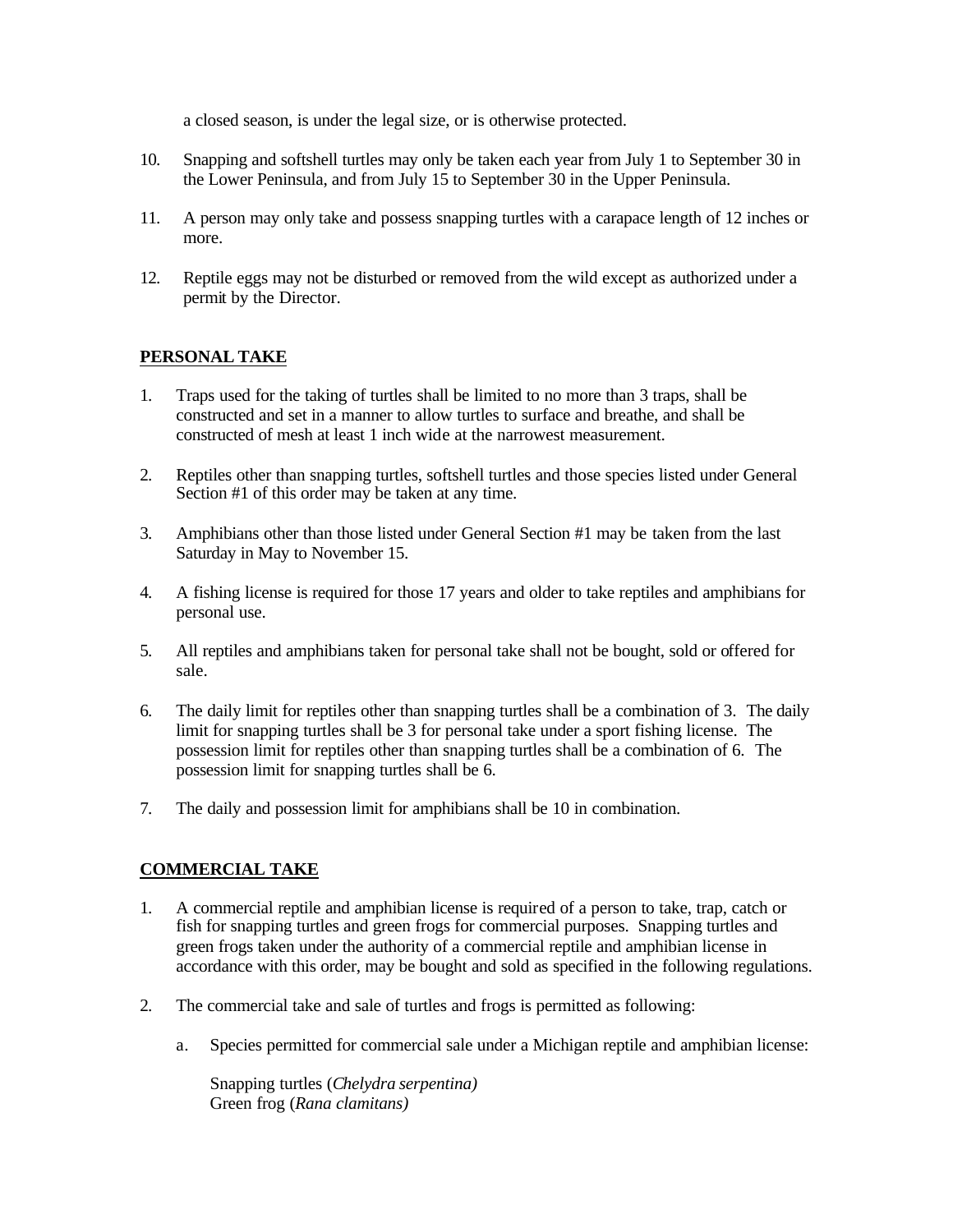a closed season, is under the legal size, or is otherwise protected.

10. Snapping and softshell turtles may only be taken each year from July 1 to September 30 in the Lower Peninsula, and from July 15 to September 30 in the Upper Peninsula.

11. A person may only take and possess snapping turtles with a carapace length of 12 inches or more.

12. Reptile eggs may not be disturbed or removed from the wild except as authorized under a permit by the Director.

## PERSONAL TAKE

1. Traps used for the taking of turtles shall be limited to no more than 3 traps, shall be constructed and set in a manner to allow turtles to surface and breathe, and shall be constructed of mesh at least 1 inch wide at the narrowest measurement.

2. Reptiles other than snapping turtles, softshell turtles and those species listed under General Section #1 of this order may be taken at any time.

3. Amphibians other than those listed under General Section #1 may be taken from the last Saturday in May to November 15.

4. A fishing license is required for those 17 years and older to take reptiles and amphibians for personal use.

5. All reptiles and amphibians taken for personal take shall not be bought, sold or offered for sale.

6. The daily limit for reptiles other than snapping turtles shall be a combination of 3. The daily limit for snapping turtles shall be 3 for personal take under a sport fishing license. The possession limit for reptiles other than snapping turtles shall be a combination of 6. The possession limit for snapping turtles shall be 6.

7. The daily and possession limit for amphibians shall be 10 in combination.

## COMMERCIAL TAKE

1. A commercial reptile and amphibian license is required of a person to take, trap, catch or fish for snapping turtles and green frogs for commercial purposes. Snapping turtles and green frogs taken under the authority of a commercial reptile and amphibian license in accordance with this order, may be bought and sold as specified in the following regulations.

2. The commercial take and sale of turtles and frogs is permitted as following:

   a. Species permitted for commercial sale under a Michigan reptile and amphibian license:

      Snapping turtles (*Chelydra serpentina)*
      Green frog (*Rana clamitans)*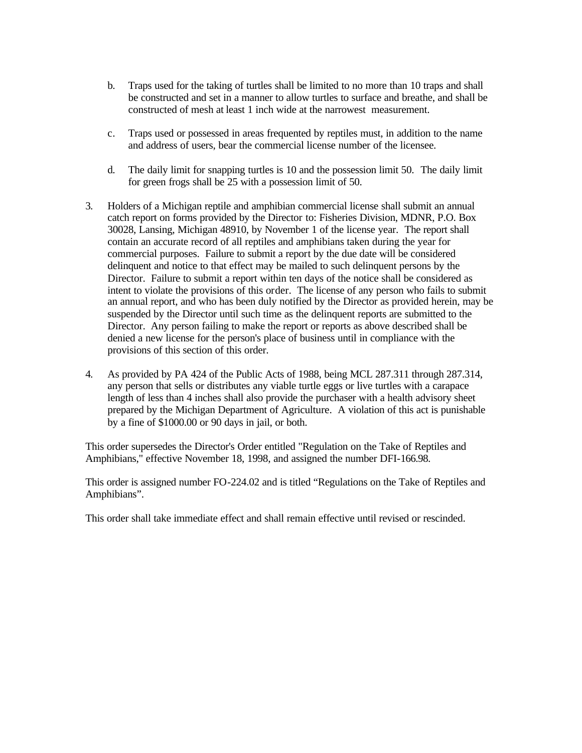b. Traps used for the taking of turtles shall be limited to no more than 10 traps and shall be constructed and set in a manner to allow turtles to surface and breathe, and shall be constructed of mesh at least 1 inch wide at the narrowest measurement.

c. Traps used or possessed in areas frequented by reptiles must, in addition to the name and address of users, bear the commercial license number of the licensee.

d. The daily limit for snapping turtles is 10 and the possession limit 50. The daily limit for green frogs shall be 25 with a possession limit of 50.

3. Holders of a Michigan reptile and amphibian commercial license shall submit an annual catch report on forms provided by the Director to: Fisheries Division, MDNR, P.O. Box 30028, Lansing, Michigan 48910, by November 1 of the license year. The report shall contain an accurate record of all reptiles and amphibians taken during the year for commercial purposes. Failure to submit a report by the due date will be considered delinquent and notice to that effect may be mailed to such delinquent persons by the Director. Failure to submit a report within ten days of the notice shall be considered as intent to violate the provisions of this order. The license of any person who fails to submit an annual report, and who has been duly notified by the Director as provided herein, may be suspended by the Director until such time as the delinquent reports are submitted to the Director. Any person failing to make the report or reports as above described shall be denied a new license for the person's place of business until in compliance with the provisions of this section of this order.

4. As provided by PA 424 of the Public Acts of 1988, being MCL 287.311 through 287.314, any person that sells or distributes any viable turtle eggs or live turtles with a carapace length of less than 4 inches shall also provide the purchaser with a health advisory sheet prepared by the Michigan Department of Agriculture. A violation of this act is punishable by a fine of $1000.00 or 90 days in jail, or both.

This order supersedes the Director's Order entitled "Regulation on the Take of Reptiles and Amphibians," effective November 18, 1998, and assigned the number DFI-166.98.

This order is assigned number FO-224.02 and is titled "Regulations on the Take of Reptiles and Amphibians".

This order shall take immediate effect and shall remain effective until revised or rescinded.